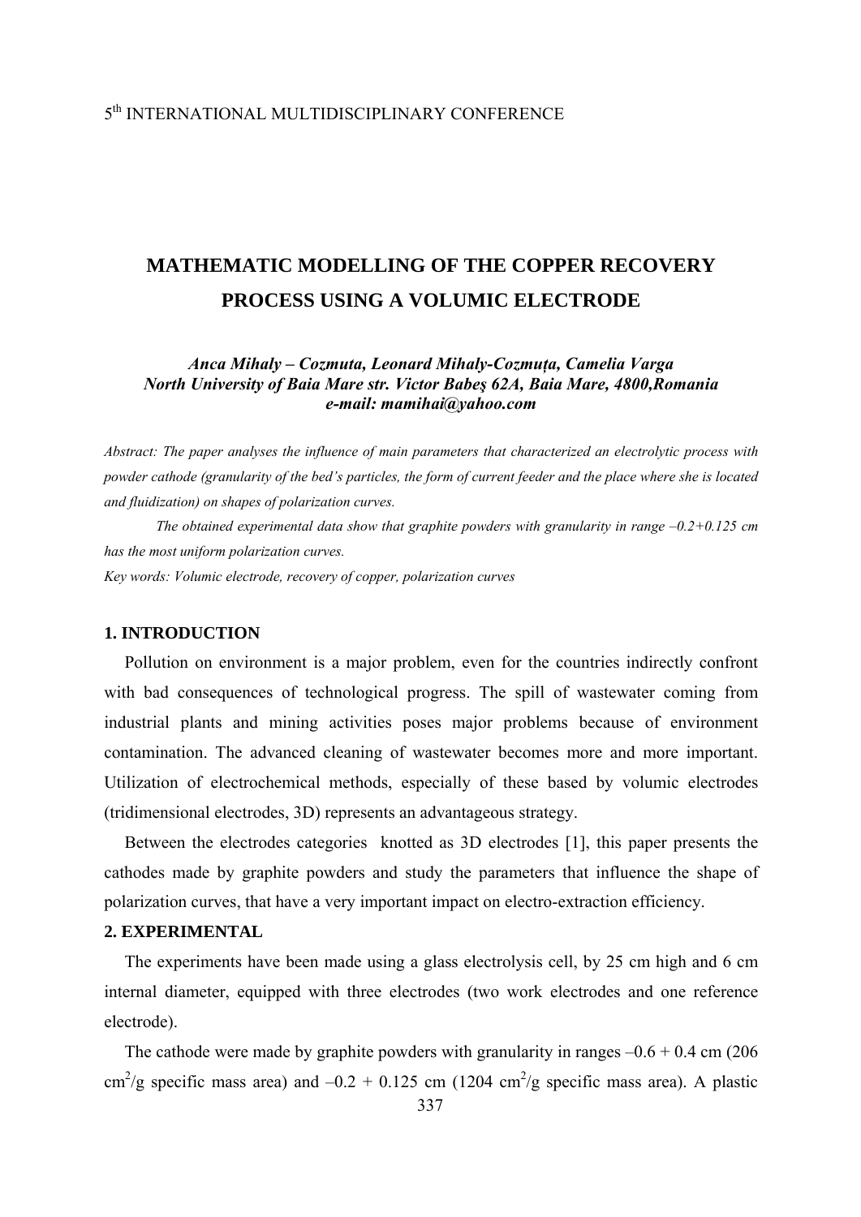5th INTERNATIONAL MULTIDISCIPLINARY CONFERENCE

# MATHEMATIC MODELLING OF THE COPPER RECOVERY PROCESS USING A VOLUMIC ELECTRODE

***Anca Mihaly – Cozmuta, Leonard Mihaly-Cozmuța, Camelia Varga***
***North University of Baia Mare str. Victor Babeş 62A, Baia Mare, 4800,Romania***
***e-mail: mamihai@yahoo.com***

*Abstract: The paper analyses the influence of main parameters that characterized an electrolytic process with powder cathode (granularity of the bed's particles, the form of current feeder and the place where she is located and fluidization) on shapes of polarization curves.*

*The obtained experimental data show that graphite powders with granularity in range –0.2+0.125 cm has the most uniform polarization curves.*

*Key words: Volumic electrode, recovery of copper, polarization curves*

## 1. INTRODUCTION

Pollution on environment is a major problem, even for the countries indirectly confront with bad consequences of technological progress. The spill of wastewater coming from industrial plants and mining activities poses major problems because of environment contamination. The advanced cleaning of wastewater becomes more and more important. Utilization of electrochemical methods, especially of these based by volumic electrodes (tridimensional electrodes, 3D) represents an advantageous strategy.

Between the electrodes categories knotted as 3D electrodes [1], this paper presents the cathodes made by graphite powders and study the parameters that influence the shape of polarization curves, that have a very important impact on electro-extraction efficiency.

## 2. EXPERIMENTAL

The experiments have been made using a glass electrolysis cell, by 25 cm high and 6 cm internal diameter, equipped with three electrodes (two work electrodes and one reference electrode).

The cathode were made by graphite powders with granularity in ranges –0.6 + 0.4 cm (206 $cm^2/g$ specific mass area) and –0.2 + 0.125 cm (1204 $cm^2/g$ specific mass area). A plastic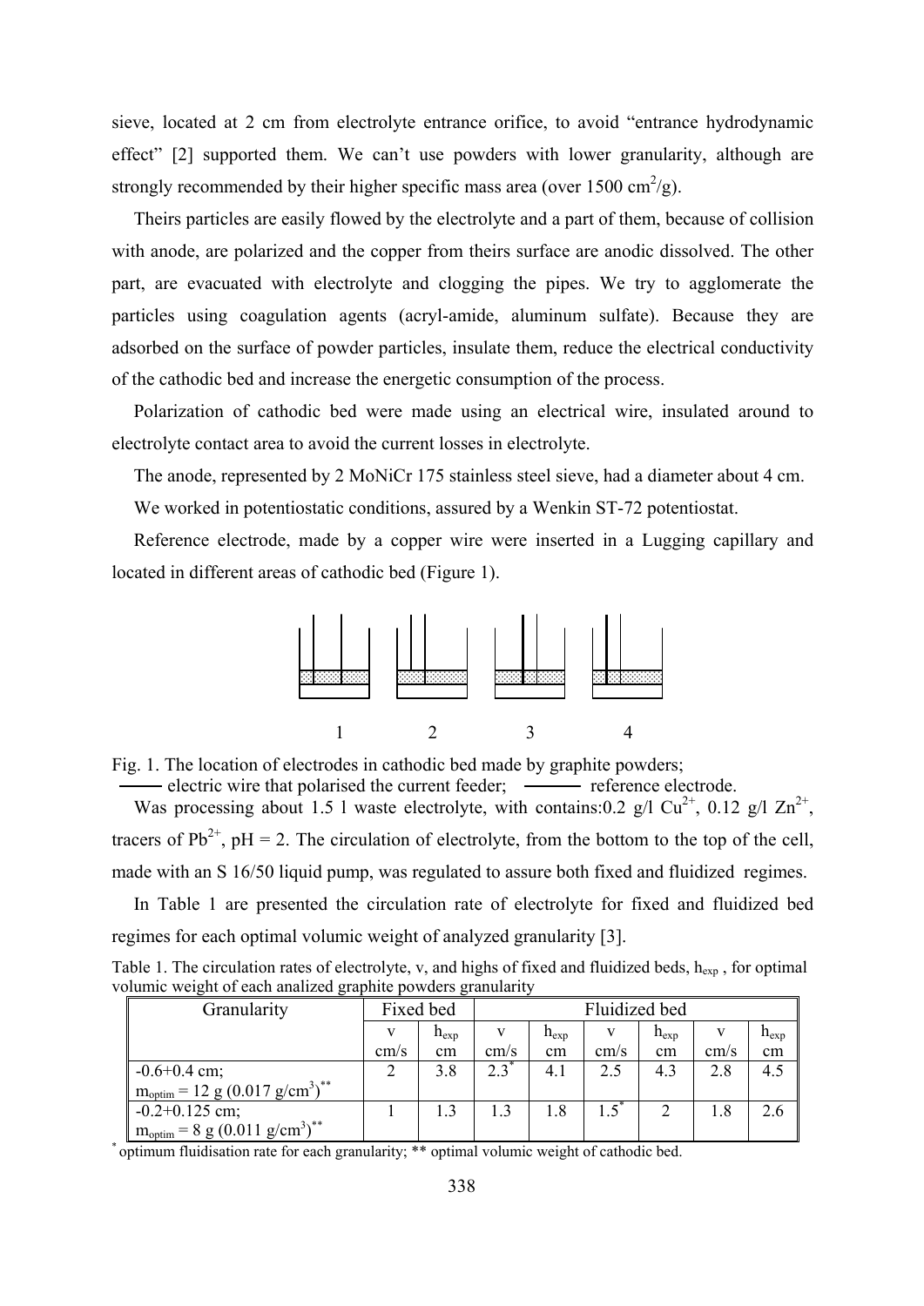sieve, located at 2 cm from electrolyte entrance orifice, to avoid "entrance hydrodynamic effect" [2] supported them. We can't use powders with lower granularity, although are strongly recommended by their higher specific mass area (over 1500 $cm^2/g$).

Theirs particles are easily flowed by the electrolyte and a part of them, because of collision with anode, are polarized and the copper from theirs surface are anodic dissolved. The other part, are evacuated with electrolyte and clogging the pipes. We try to agglomerate the particles using coagulation agents (acryl-amide, aluminum sulfate). Because they are adsorbed on the surface of powder particles, insulate them, reduce the electrical conductivity of the cathodic bed and increase the energetic consumption of the process.

Polarization of cathodic bed were made using an electrical wire, insulated around to electrolyte contact area to avoid the current losses in electrolyte.

The anode, represented by 2 MoNiCr 175 stainless steel sieve, had a diameter about 4 cm.

We worked in potentiostatic conditions, assured by a Wenkin ST-72 potentiostat.

Reference electrode, made by a copper wire were inserted in a Lugging capillary and located in different areas of cathodic bed (Figure 1).

1 2 3 4

Fig. 1. The location of electrodes in cathodic bed made by graphite powders; ——— electric wire that polarised the current feeder; ——— reference electrode.

Was processing about 1.5 l waste electrolyte, with contains:0.2 g/l $Cu^{2+}$, 0.12 g/l $Zn^{2+}$, tracers of $Pb^{2+}$, pH = 2. The circulation of electrolyte, from the bottom to the top of the cell, made with an S 16/50 liquid pump, was regulated to assure both fixed and fluidized regimes.

In Table 1 are presented the circulation rate of electrolyte for fixed and fluidized bed regimes for each optimal volumic weight of analyzed granularity [3].

Table 1. The circulation rates of electrolyte, v, and highs of fixed and fluidized beds, $h_{exp}$, for optimal volumic weight of each analized graphite powders granularity

| Granularity | Fixed bed | | Fluidized bed | | | | | |
|---|---|---|---|---|---|---|---|---|
| | v cm/s | $h_{exp}$ cm | v cm/s | $h_{exp}$ cm | v cm/s | $h_{exp}$ cm | v cm/s | $h_{exp}$ cm |
| -0.6+0.4 cm; $m_{optim}$ = 12 g (0.017 $g/cm^3$)** | 2 | 3.8 | 2.3* | 4.1 | 2.5 | 4.3 | 2.8 | 4.5 |
| -0.2+0.125 cm; $m_{optim}$ = 8 g (0.011 $g/cm^3$)** | 1 | 1.3 | 1.3 | 1.8 | 1.5* | 2 | 1.8 | 2.6 |

\* optimum fluidisation rate for each granularity; ** optimal volumic weight of cathodic bed.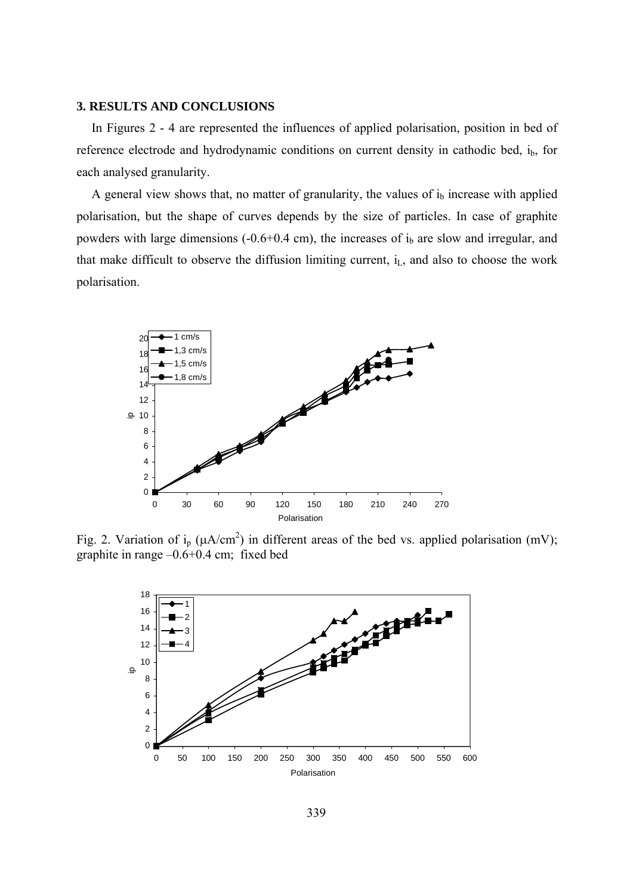### 3. RESULTS AND CONCLUSIONS

In Figures 2 - 4 are represented the influences of applied polarisation, position in bed of reference electrode and hydrodynamic conditions on current density in cathodic bed, $i_b$, for each analysed granularity.

A general view shows that, no matter of granularity, the values of $i_b$ increase with applied polarisation, but the shape of curves depends by the size of particles. In case of graphite powders with large dimensions (-0.6+0.4 cm), the increases of $i_b$ are slow and irregular, and that make difficult to observe the diffusion limiting current, $i_L$, and also to choose the work polarisation.

Fig. 2. Variation of $i_p$ ($\mu A/cm^2$) in different areas of the bed vs. applied polarisation (mV); graphite in range –0.6+0.4 cm; fixed bed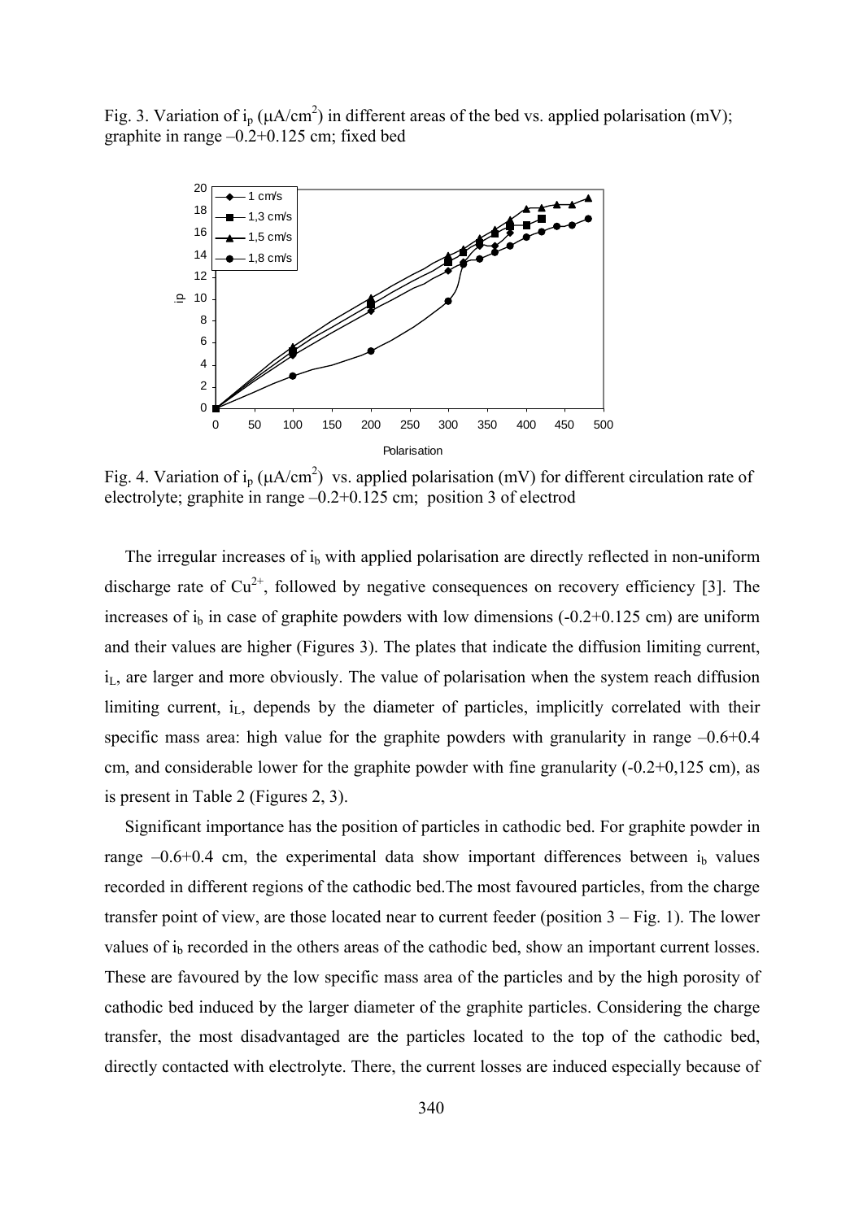Fig. 3. Variation of $i_p$ ($\mu A/cm^2$) in different areas of the bed vs. applied polarisation (mV); graphite in range –0.2+0.125 cm; fixed bed

Fig. 4. Variation of $i_p$ ($\mu A/cm^2$) vs. applied polarisation (mV) for different circulation rate of electrolyte; graphite in range –0.2+0.125 cm; position 3 of electrod

The irregular increases of $i_b$ with applied polarisation are directly reflected in non-uniform discharge rate of $Cu^{2+}$, followed by negative consequences on recovery efficiency [3]. The increases of $i_b$ in case of graphite powders with low dimensions (-0.2+0.125 cm) are uniform and their values are higher (Figures 3). The plates that indicate the diffusion limiting current, $i_L$, are larger and more obviously. The value of polarisation when the system reach diffusion limiting current, $i_L$, depends by the diameter of particles, implicitly correlated with their specific mass area: high value for the graphite powders with granularity in range –0.6+0.4 cm, and considerable lower for the graphite powder with fine granularity (-0.2+0,125 cm), as is present in Table 2 (Figures 2, 3).

Significant importance has the position of particles in cathodic bed. For graphite powder in range –0.6+0.4 cm, the experimental data show important differences between $i_b$ values recorded in different regions of the cathodic bed.The most favoured particles, from the charge transfer point of view, are those located near to current feeder (position 3 – Fig. 1). The lower values of $i_b$ recorded in the others areas of the cathodic bed, show an important current losses. These are favoured by the low specific mass area of the particles and by the high porosity of cathodic bed induced by the larger diameter of the graphite particles. Considering the charge transfer, the most disadvantaged are the particles located to the top of the cathodic bed, directly contacted with electrolyte. There, the current losses are induced especially because of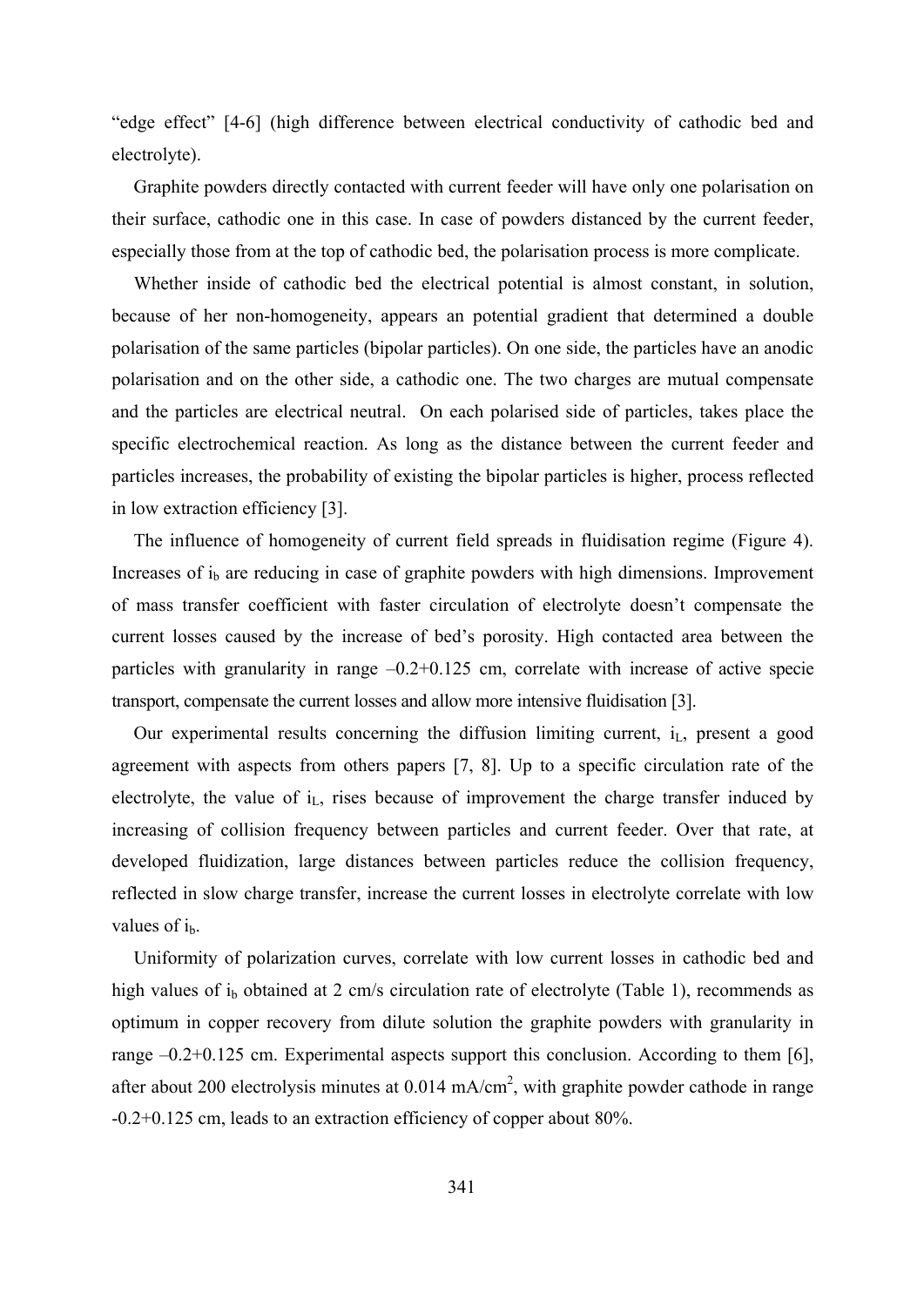"edge effect" [4-6] (high difference between electrical conductivity of cathodic bed and electrolyte).

Graphite powders directly contacted with current feeder will have only one polarisation on their surface, cathodic one in this case. In case of powders distanced by the current feeder, especially those from at the top of cathodic bed, the polarisation process is more complicate.

Whether inside of cathodic bed the electrical potential is almost constant, in solution, because of her non-homogeneity, appears an potential gradient that determined a double polarisation of the same particles (bipolar particles). On one side, the particles have an anodic polarisation and on the other side, a cathodic one. The two charges are mutual compensate and the particles are electrical neutral. On each polarised side of particles, takes place the specific electrochemical reaction. As long as the distance between the current feeder and particles increases, the probability of existing the bipolar particles is higher, process reflected in low extraction efficiency [3].

The influence of homogeneity of current field spreads in fluidisation regime (Figure 4). Increases of $i_b$ are reducing in case of graphite powders with high dimensions. Improvement of mass transfer coefficient with faster circulation of electrolyte doesn't compensate the current losses caused by the increase of bed's porosity. High contacted area between the particles with granularity in range –0.2+0.125 cm, correlate with increase of active specie transport, compensate the current losses and allow more intensive fluidisation [3].

Our experimental results concerning the diffusion limiting current, $i_L$, present a good agreement with aspects from others papers [7, 8]. Up to a specific circulation rate of the electrolyte, the value of $i_L$, rises because of improvement the charge transfer induced by increasing of collision frequency between particles and current feeder. Over that rate, at developed fluidization, large distances between particles reduce the collision frequency, reflected in slow charge transfer, increase the current losses in electrolyte correlate with low values of $i_b$.

Uniformity of polarization curves, correlate with low current losses in cathodic bed and high values of $i_b$ obtained at 2 cm/s circulation rate of electrolyte (Table 1), recommends as optimum in copper recovery from dilute solution the graphite powders with granularity in range –0.2+0.125 cm. Experimental aspects support this conclusion. According to them [6], after about 200 electrolysis minutes at 0.014 mA/cm$^2$, with graphite powder cathode in range -0.2+0.125 cm, leads to an extraction efficiency of copper about 80%.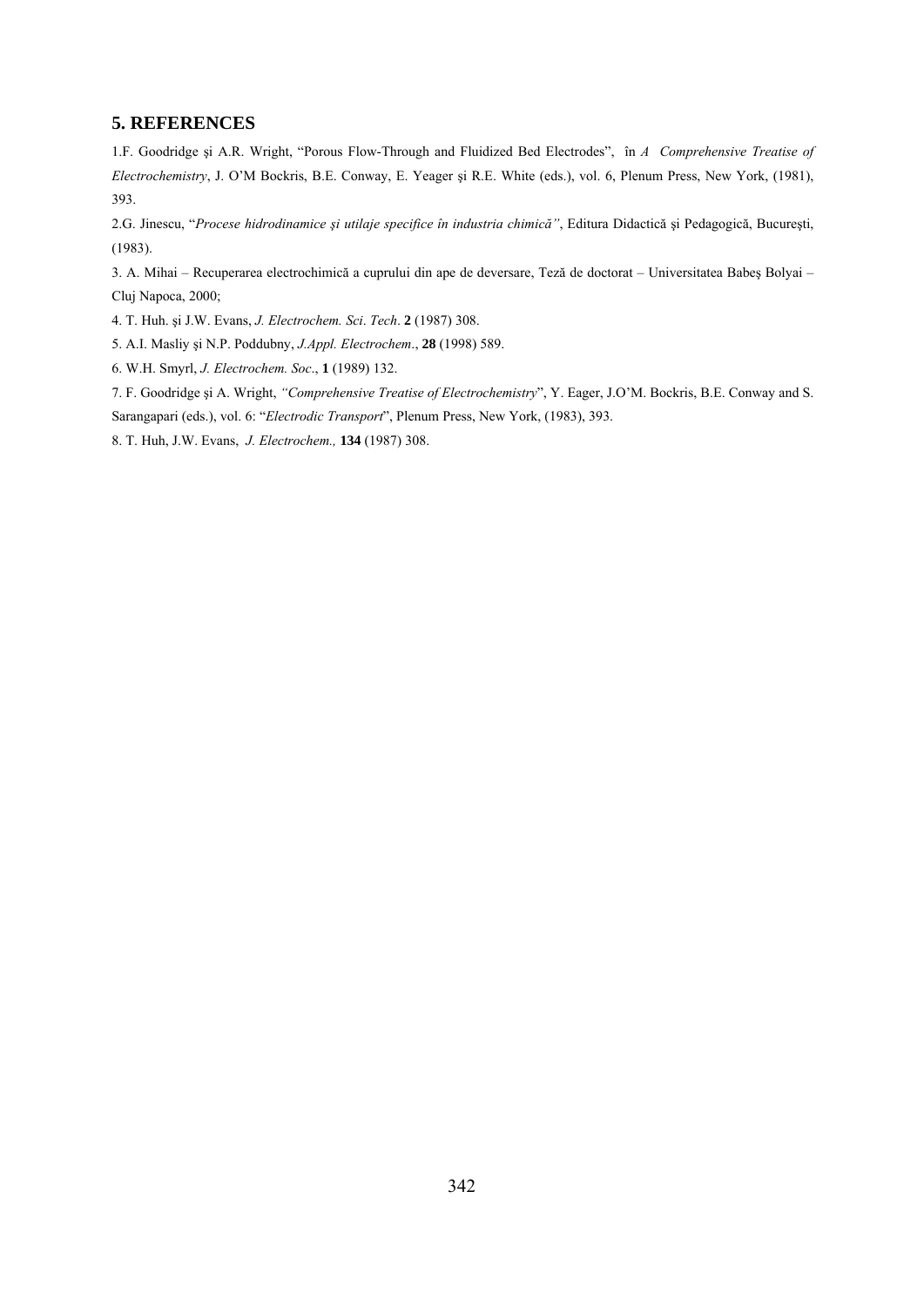## 5. REFERENCES

1.F. Goodridge şi A.R. Wright, "Porous Flow-Through and Fluidized Bed Electrodes", în *A Comprehensive Treatise of Electrochemistry*, J. O'M Bockris, B.E. Conway, E. Yeager şi R.E. White (eds.), vol. 6, Plenum Press, New York, (1981), 393.

2.G. Jinescu, "*Procese hidrodinamice şi utilaje specifice în industria chimică"*, Editura Didactică şi Pedagogică, Bucureşti, (1983).

3. A. Mihai – Recuperarea electrochimică a cuprului din ape de deversare, Teză de doctorat – Universitatea Babeş Bolyai – Cluj Napoca, 2000;

4. T. Huh. şi J.W. Evans, *J. Electrochem. Sci*. *Tech*. **2** (1987) 308.

5. A.I. Masliy şi N.P. Poddubny, *J.Appl. Electrochem*., **28** (1998) 589.

6. W.H. Smyrl, *J. Electrochem. Soc*., **1** (1989) 132.

7. F. Goodridge şi A. Wright, *"Comprehensive Treatise of Electrochemistry*", Y. Eager, J.O'M. Bockris, B.E. Conway and S. Sarangapari (eds.), vol. 6: "*Electrodic Transport*", Plenum Press, New York, (1983), 393.

8. T. Huh, J.W. Evans, *J. Electrochem.,* **134** (1987) 308.